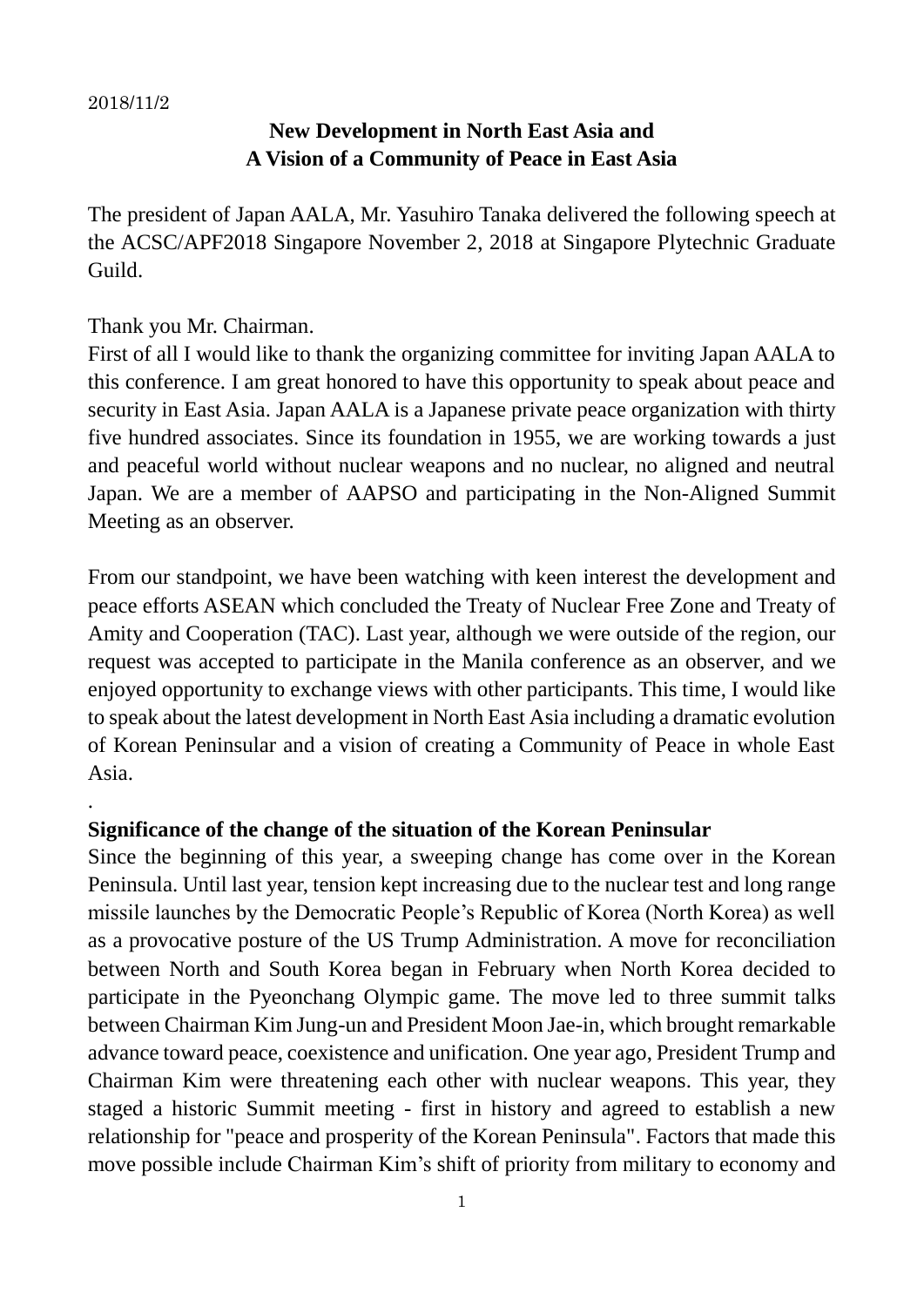2018/11/2

# New Development in North East Asia and A Vision of a Community of Peace in East Asia

The president of Japan AALA, Mr. Yasuhiro Tanaka delivered the following speech at the ACSC/APF2018 Singapore November 2, 2018 at Singapore Plytechnic Graduate Guild.

Thank you Mr. Chairman.

First of all I would like to thank the organizing committee for inviting Japan AALA to this conference. I am great honored to have this opportunity to speak about peace and security in East Asia. Japan AALA is a Japanese private peace organization with thirty five hundred associates. Since its foundation in 1955, we are working towards a just and peaceful world without nuclear weapons and no nuclear, no aligned and neutral Japan. We are a member of AAPSO and participating in the Non-Aligned Summit Meeting as an observer.

From our standpoint, we have been watching with keen interest the development and peace efforts ASEAN which concluded the Treaty of Nuclear Free Zone and Treaty of Amity and Cooperation (TAC). Last year, although we were outside of the region, our request was accepted to participate in the Manila conference as an observer, and we enjoyed opportunity to exchange views with other participants. This time, I would like to speak about the latest development in North East Asia including a dramatic evolution of Korean Peninsular and a vision of creating a Community of Peace in whole East Asia.

.

## Significance of the change of the situation of the Korean Peninsular

Since the beginning of this year, a sweeping change has come over in the Korean Peninsula. Until last year, tension kept increasing due to the nuclear test and long range missile launches by the Democratic People's Republic of Korea (North Korea) as well as a provocative posture of the US Trump Administration. A move for reconciliation between North and South Korea began in February when North Korea decided to participate in the Pyeonchang Olympic game. The move led to three summit talks between Chairman Kim Jung-un and President Moon Jae-in, which brought remarkable advance toward peace, coexistence and unification. One year ago, President Trump and Chairman Kim were threatening each other with nuclear weapons. This year, they staged a historic Summit meeting - first in history and agreed to establish a new relationship for "peace and prosperity of the Korean Peninsula". Factors that made this move possible include Chairman Kim's shift of priority from military to economy and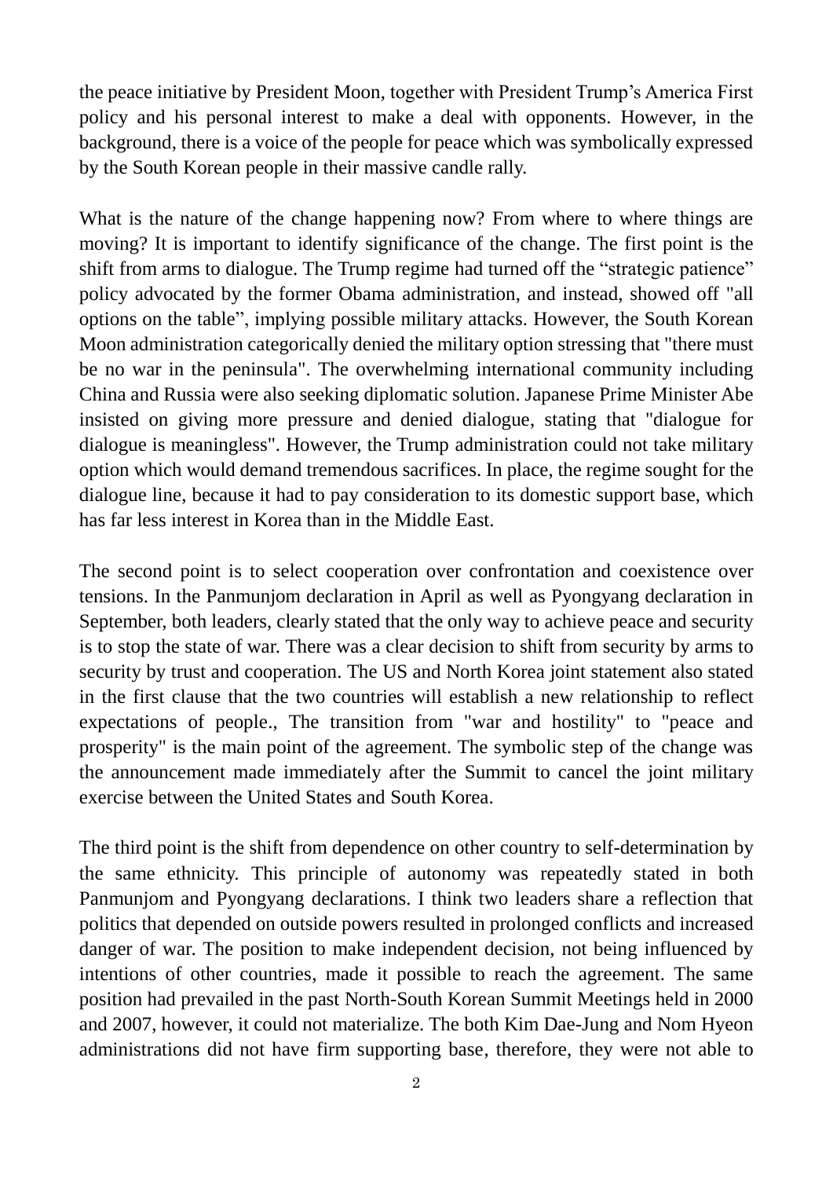the peace initiative by President Moon, together with President Trump's America First policy and his personal interest to make a deal with opponents. However, in the background, there is a voice of the people for peace which was symbolically expressed by the South Korean people in their massive candle rally.

What is the nature of the change happening now? From where to where things are moving? It is important to identify significance of the change. The first point is the shift from arms to dialogue. The Trump regime had turned off the "strategic patience" policy advocated by the former Obama administration, and instead, showed off "all options on the table", implying possible military attacks. However, the South Korean Moon administration categorically denied the military option stressing that "there must be no war in the peninsula". The overwhelming international community including China and Russia were also seeking diplomatic solution. Japanese Prime Minister Abe insisted on giving more pressure and denied dialogue, stating that "dialogue for dialogue is meaningless". However, the Trump administration could not take military option which would demand tremendous sacrifices. In place, the regime sought for the dialogue line, because it had to pay consideration to its domestic support base, which has far less interest in Korea than in the Middle East.

The second point is to select cooperation over confrontation and coexistence over tensions. In the Panmunjom declaration in April as well as Pyongyang declaration in September, both leaders, clearly stated that the only way to achieve peace and security is to stop the state of war. There was a clear decision to shift from security by arms to security by trust and cooperation. The US and North Korea joint statement also stated in the first clause that the two countries will establish a new relationship to reflect expectations of people., The transition from "war and hostility" to "peace and prosperity" is the main point of the agreement. The symbolic step of the change was the announcement made immediately after the Summit to cancel the joint military exercise between the United States and South Korea.

The third point is the shift from dependence on other country to self-determination by the same ethnicity. This principle of autonomy was repeatedly stated in both Panmunjom and Pyongyang declarations. I think two leaders share a reflection that politics that depended on outside powers resulted in prolonged conflicts and increased danger of war. The position to make independent decision, not being influenced by intentions of other countries, made it possible to reach the agreement. The same position had prevailed in the past North-South Korean Summit Meetings held in 2000 and 2007, however, it could not materialize. The both Kim Dae-Jung and Nom Hyeon administrations did not have firm supporting base, therefore, they were not able to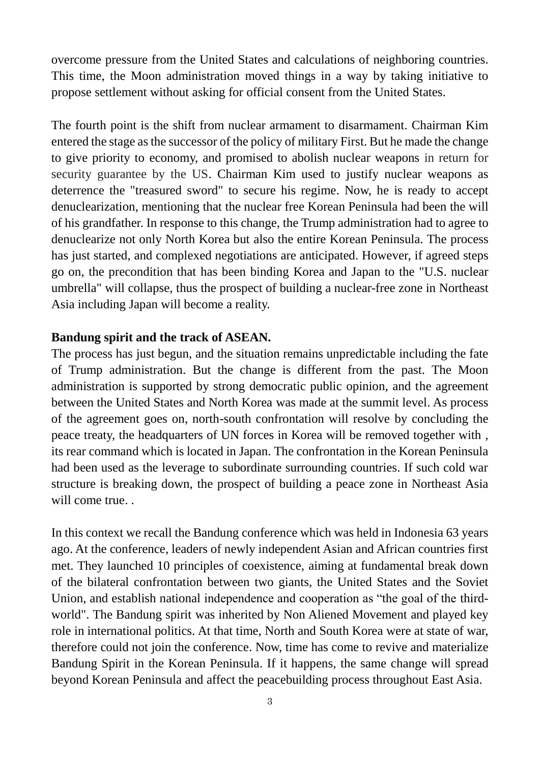overcome pressure from the United States and calculations of neighboring countries. This time, the Moon administration moved things in a way by taking initiative to propose settlement without asking for official consent from the United States.

The fourth point is the shift from nuclear armament to disarmament. Chairman Kim entered the stage as the successor of the policy of military First. But he made the change to give priority to economy, and promised to abolish nuclear weapons in return for security guarantee by the US. Chairman Kim used to justify nuclear weapons as deterrence the "treasured sword" to secure his regime. Now, he is ready to accept denuclearization, mentioning that the nuclear free Korean Peninsula had been the will of his grandfather. In response to this change, the Trump administration had to agree to denuclearize not only North Korea but also the entire Korean Peninsula. The process has just started, and complexed negotiations are anticipated. However, if agreed steps go on, the precondition that has been binding Korea and Japan to the "U.S. nuclear umbrella" will collapse, thus the prospect of building a nuclear-free zone in Northeast Asia including Japan will become a reality.

**Bandung spirit and the track of ASEAN.**

The process has just begun, and the situation remains unpredictable including the fate of Trump administration. But the change is different from the past. The Moon administration is supported by strong democratic public opinion, and the agreement between the United States and North Korea was made at the summit level. As process of the agreement goes on, north-south confrontation will resolve by concluding the peace treaty, the headquarters of UN forces in Korea will be removed together with , its rear command which is located in Japan. The confrontation in the Korean Peninsula had been used as the leverage to subordinate surrounding countries. If such cold war structure is breaking down, the prospect of building a peace zone in Northeast Asia will come true. .

In this context we recall the Bandung conference which was held in Indonesia 63 years ago. At the conference, leaders of newly independent Asian and African countries first met. They launched 10 principles of coexistence, aiming at fundamental break down of the bilateral confrontation between two giants, the United States and the Soviet Union, and establish national independence and cooperation as "the goal of the third-world". The Bandung spirit was inherited by Non Aliened Movement and played key role in international politics. At that time, North and South Korea were at state of war, therefore could not join the conference. Now, time has come to revive and materialize Bandung Spirit in the Korean Peninsula. If it happens, the same change will spread beyond Korean Peninsula and affect the peacebuilding process throughout East Asia.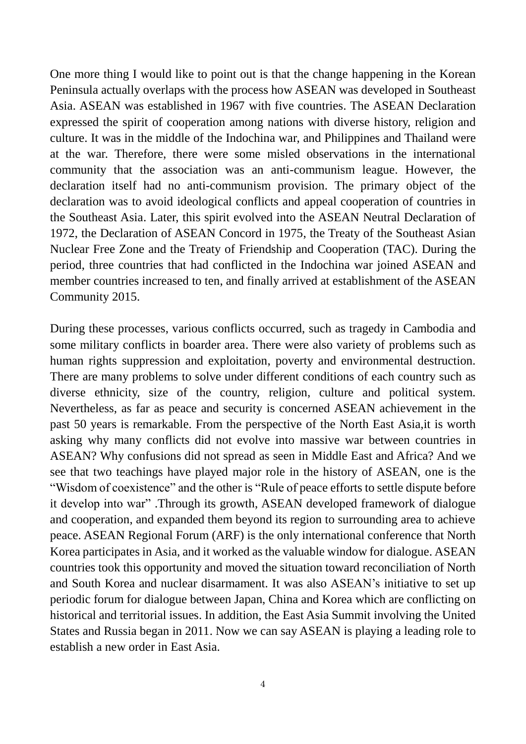One more thing I would like to point out is that the change happening in the Korean Peninsula actually overlaps with the process how ASEAN was developed in Southeast Asia. ASEAN was established in 1967 with five countries. The ASEAN Declaration expressed the spirit of cooperation among nations with diverse history, religion and culture. It was in the middle of the Indochina war, and Philippines and Thailand were at the war. Therefore, there were some misled observations in the international community that the association was an anti-communism league. However, the declaration itself had no anti-communism provision. The primary object of the declaration was to avoid ideological conflicts and appeal cooperation of countries in the Southeast Asia. Later, this spirit evolved into the ASEAN Neutral Declaration of 1972, the Declaration of ASEAN Concord in 1975, the Treaty of the Southeast Asian Nuclear Free Zone and the Treaty of Friendship and Cooperation (TAC). During the period, three countries that had conflicted in the Indochina war joined ASEAN and member countries increased to ten, and finally arrived at establishment of the ASEAN Community 2015.

During these processes, various conflicts occurred, such as tragedy in Cambodia and some military conflicts in boarder area. There were also variety of problems such as human rights suppression and exploitation, poverty and environmental destruction. There are many problems to solve under different conditions of each country such as diverse ethnicity, size of the country, religion, culture and political system. Nevertheless, as far as peace and security is concerned ASEAN achievement in the past 50 years is remarkable. From the perspective of the North East Asia,it is worth asking why many conflicts did not evolve into massive war between countries in ASEAN? Why confusions did not spread as seen in Middle East and Africa? And we see that two teachings have played major role in the history of ASEAN, one is the "Wisdom of coexistence" and the other is "Rule of peace efforts to settle dispute before it develop into war" .Through its growth, ASEAN developed framework of dialogue and cooperation, and expanded them beyond its region to surrounding area to achieve peace. ASEAN Regional Forum (ARF) is the only international conference that North Korea participates in Asia, and it worked as the valuable window for dialogue. ASEAN countries took this opportunity and moved the situation toward reconciliation of North and South Korea and nuclear disarmament. It was also ASEAN's initiative to set up periodic forum for dialogue between Japan, China and Korea which are conflicting on historical and territorial issues. In addition, the East Asia Summit involving the United States and Russia began in 2011. Now we can say ASEAN is playing a leading role to establish a new order in East Asia.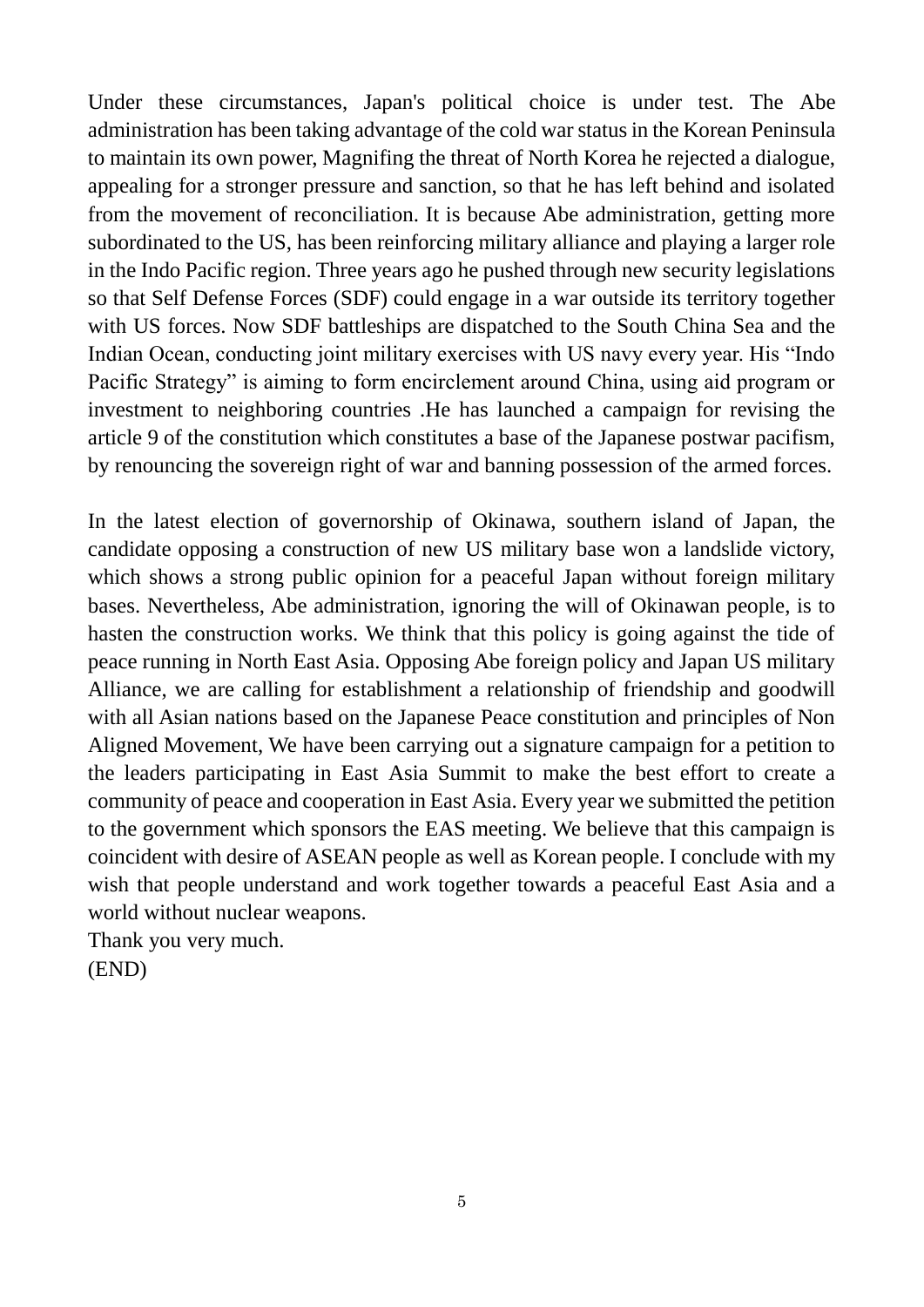Under these circumstances, Japan's political choice is under test. The Abe administration has been taking advantage of the cold war status in the Korean Peninsula to maintain its own power, Magnifing the threat of North Korea he rejected a dialogue, appealing for a stronger pressure and sanction, so that he has left behind and isolated from the movement of reconciliation. It is because Abe administration, getting more subordinated to the US, has been reinforcing military alliance and playing a larger role in the Indo Pacific region. Three years ago he pushed through new security legislations so that Self Defense Forces (SDF) could engage in a war outside its territory together with US forces. Now SDF battleships are dispatched to the South China Sea and the Indian Ocean, conducting joint military exercises with US navy every year. His "Indo Pacific Strategy" is aiming to form encirclement around China, using aid program or investment to neighboring countries .He has launched a campaign for revising the article 9 of the constitution which constitutes a base of the Japanese postwar pacifism, by renouncing the sovereign right of war and banning possession of the armed forces.

In the latest election of governorship of Okinawa, southern island of Japan, the candidate opposing a construction of new US military base won a landslide victory, which shows a strong public opinion for a peaceful Japan without foreign military bases. Nevertheless, Abe administration, ignoring the will of Okinawan people, is to hasten the construction works. We think that this policy is going against the tide of peace running in North East Asia. Opposing Abe foreign policy and Japan US military Alliance, we are calling for establishment a relationship of friendship and goodwill with all Asian nations based on the Japanese Peace constitution and principles of Non Aligned Movement, We have been carrying out a signature campaign for a petition to the leaders participating in East Asia Summit to make the best effort to create a community of peace and cooperation in East Asia. Every year we submitted the petition to the government which sponsors the EAS meeting. We believe that this campaign is coincident with desire of ASEAN people as well as Korean people. I conclude with my wish that people understand and work together towards a peaceful East Asia and a world without nuclear weapons.

Thank you very much.

(END)